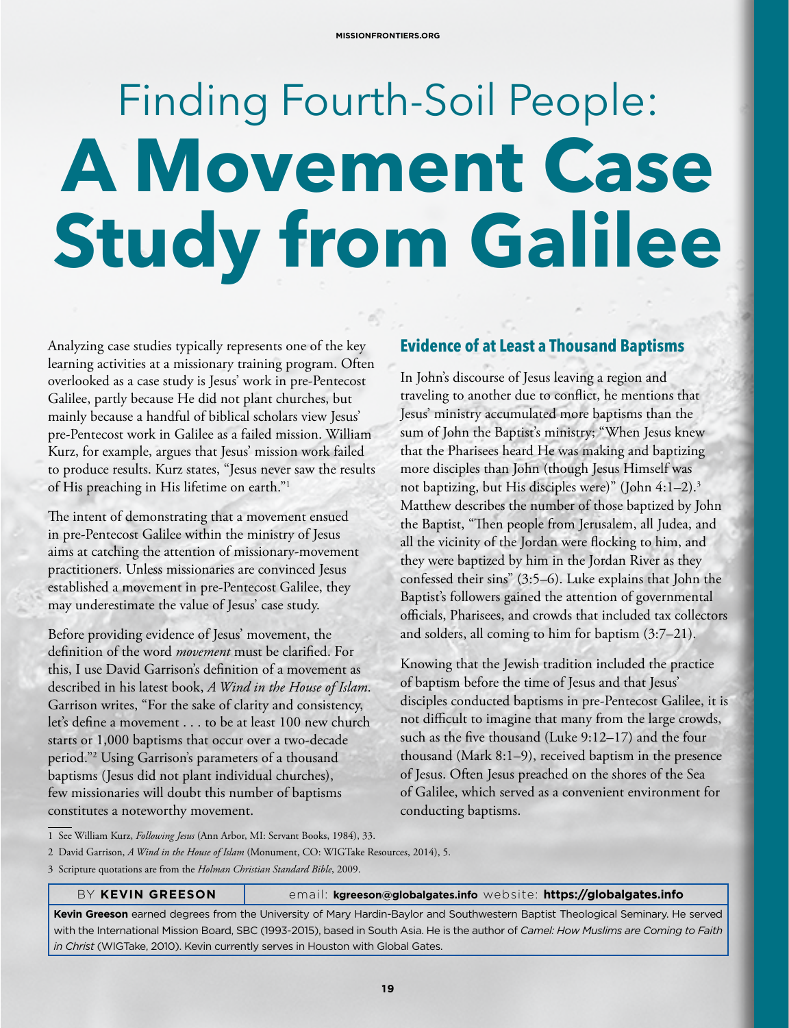# Finding Fourth-Soil People: **A Movement Case Study from Galilee**

Analyzing case studies typically represents one of the key learning activities at a missionary training program. Often overlooked as a case study is Jesus' work in pre-Pentecost Galilee, partly because He did not plant churches, but mainly because a handful of biblical scholars view Jesus' pre-Pentecost work in Galilee as a failed mission. William Kurz, for example, argues that Jesus' mission work failed to produce results. Kurz states, "Jesus never saw the results of His preaching in His lifetime on earth."[1]

The intent of demonstrating that a movement ensued in pre-Pentecost Galilee within the ministry of Jesus aims at catching the attention of missionary-movement practitioners. Unless missionaries are convinced Jesus established a movement in pre-Pentecost Galilee, they may underestimate the value of Jesus' case study.

Before providing evidence of Jesus' movement, the definition of the word *movement* must be clarified. For this, I use David Garrison's definition of a movement as described in his latest book, *A Wind in the House of Islam*. Garrison writes, "For the sake of clarity and consistency, let's define a movement . . . to be at least 100 new church starts or 1,000 baptisms that occur over a two-decade period."[2] Using Garrison's parameters of a thousand baptisms (Jesus did not plant individual churches), few missionaries will doubt this number of baptisms constitutes a noteworthy movement.

## Evidence of at Least a Thousand Baptisms

In John's discourse of Jesus leaving a region and traveling to another due to conflict, he mentions that Jesus' ministry accumulated more baptisms than the sum of John the Baptist's ministry; "When Jesus knew that the Pharisees heard He was making and baptizing more disciples than John (though Jesus Himself was not baptizing, but His disciples were)" (John 4:1–2).[3] Matthew describes the number of those baptized by John the Baptist, "Then people from Jerusalem, all Judea, and all the vicinity of the Jordan were flocking to him, and they were baptized by him in the Jordan River as they confessed their sins" (3:5–6). Luke explains that John the Baptist's followers gained the attention of governmental officials, Pharisees, and crowds that included tax collectors and solders, all coming to him for baptism (3:7–21).

Knowing that the Jewish tradition included the practice of baptism before the time of Jesus and that Jesus' disciples conducted baptisms in pre-Pentecost Galilee, it is not difficult to imagine that many from the large crowds, such as the five thousand (Luke 9:12–17) and the four thousand (Mark 8:1–9), received baptism in the presence of Jesus. Often Jesus preached on the shores of the Sea of Galilee, which served as a convenient environment for conducting baptisms.

---

1 See William Kurz, *Following Jesus* (Ann Arbor, MI: Servant Books, 1984), 33.

2 David Garrison, *A Wind in the House of Islam* (Monument, CO: WIGTake Resources, 2014), 5.

3 Scripture quotations are from the *Holman Christian Standard Bible*, 2009.

---

BY **KEVIN GREESON** email: **kgreeson@globalgates.info** website: **https://globalgates.info**

**Kevin Greeson** earned degrees from the University of Mary Hardin-Baylor and Southwestern Baptist Theological Seminary. He served with the International Mission Board, SBC (1993-2015), based in South Asia. He is the author of *Camel: How Muslims are Coming to Faith in Christ* (WIGTake, 2010). Kevin currently serves in Houston with Global Gates.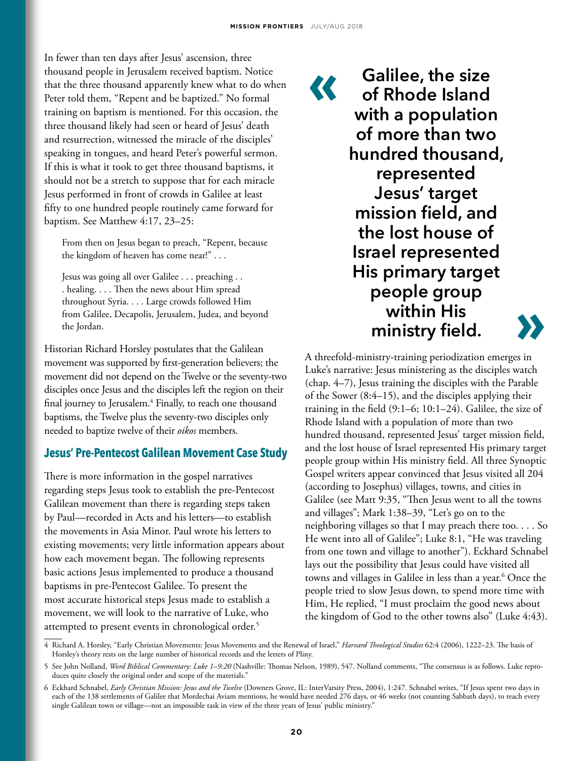In fewer than ten days after Jesus' ascension, three thousand people in Jerusalem received baptism. Notice that the three thousand apparently knew what to do when Peter told them, "Repent and be baptized." No formal training on baptism is mentioned. For this occasion, the three thousand likely had seen or heard of Jesus' death and resurrection, witnessed the miracle of the disciples' speaking in tongues, and heard Peter's powerful sermon. If this is what it took to get three thousand baptisms, it should not be a stretch to suppose that for each miracle Jesus performed in front of crowds in Galilee at least fifty to one hundred people routinely came forward for baptism. See Matthew 4:17, 23–25:

> From then on Jesus began to preach, "Repent, because the kingdom of heaven has come near!" . . .
>
> Jesus was going all over Galilee . . . preaching . . . healing. . . . Then the news about Him spread throughout Syria. . . . Large crowds followed Him from Galilee, Decapolis, Jerusalem, Judea, and beyond the Jordan.

Historian Richard Horsley postulates that the Galilean movement was supported by first-generation believers; the movement did not depend on the Twelve or the seventy-two disciples once Jesus and the disciples left the region on their final journey to Jerusalem.[4] Finally, to reach one thousand baptisms, the Twelve plus the seventy-two disciples only needed to baptize twelve of their *oikos* members.

## Jesus' Pre-Pentecost Galilean Movement Case Study

There is more information in the gospel narratives regarding steps Jesus took to establish the pre-Pentecost Galilean movement than there is regarding steps taken by Paul—recorded in Acts and his letters—to establish the movements in Asia Minor. Paul wrote his letters to existing movements; very little information appears about how each movement began. The following represents basic actions Jesus implemented to produce a thousand baptisms in pre-Pentecost Galilee. To present the most accurate historical steps Jesus made to establish a movement, we will look to the narrative of Luke, who attempted to present events in chronological order.[5]

> **« Galilee, the size of Rhode Island with a population of more than two hundred thousand, represented Jesus' target mission field, and the lost house of Israel represented His primary target people group within His ministry field. »**

A threefold-ministry-training periodization emerges in Luke's narrative: Jesus ministering as the disciples watch (chap. 4–7), Jesus training the disciples with the Parable of the Sower (8:4–15), and the disciples applying their training in the field (9:1–6; 10:1–24). Galilee, the size of Rhode Island with a population of more than two hundred thousand, represented Jesus' target mission field, and the lost house of Israel represented His primary target people group within His ministry field. All three Synoptic Gospel writers appear convinced that Jesus visited all 204 (according to Josephus) villages, towns, and cities in Galilee (see Matt 9:35, "Then Jesus went to all the towns and villages"; Mark 1:38–39, "Let's go on to the neighboring villages so that I may preach there too. . . . So He went into all of Galilee"; Luke 8:1, "He was traveling from one town and village to another"). Eckhard Schnabel lays out the possibility that Jesus could have visited all towns and villages in Galilee in less than a year.[6] Once the people tried to slow Jesus down, to spend more time with Him, He replied, "I must proclaim the good news about the kingdom of God to the other towns also" (Luke 4:43).

---

4 Richard A. Horsley, "Early Christian Movements: Jesus Movements and the Renewal of Israel," *Harvard Theological Studies* 62:4 (2006), 1222–23. The basis of Horsley's theory rests on the large number of historical records and the letters of Pliny.

5 See John Nolland, *Word Biblical Commentary: Luke 1–9:20* (Nashville: Thomas Nelson, 1989), 547. Nolland comments, "The consensus is as follows. Luke reproduces quite closely the original order and scope of the materials."

6 Eckhard Schnabel, *Early Christian Mission: Jesus and the Twelve* (Downers Grove, IL: InterVarsity Press, 2004), 1:247. Schnabel writes, "If Jesus spent two days in each of the 138 settlements of Galilee that Mordechai Aviam mentions, he would have needed 276 days, or 46 weeks (not counting Sabbath days), to reach every single Galilean town or village—not an impossible task in view of the three years of Jesus' public ministry."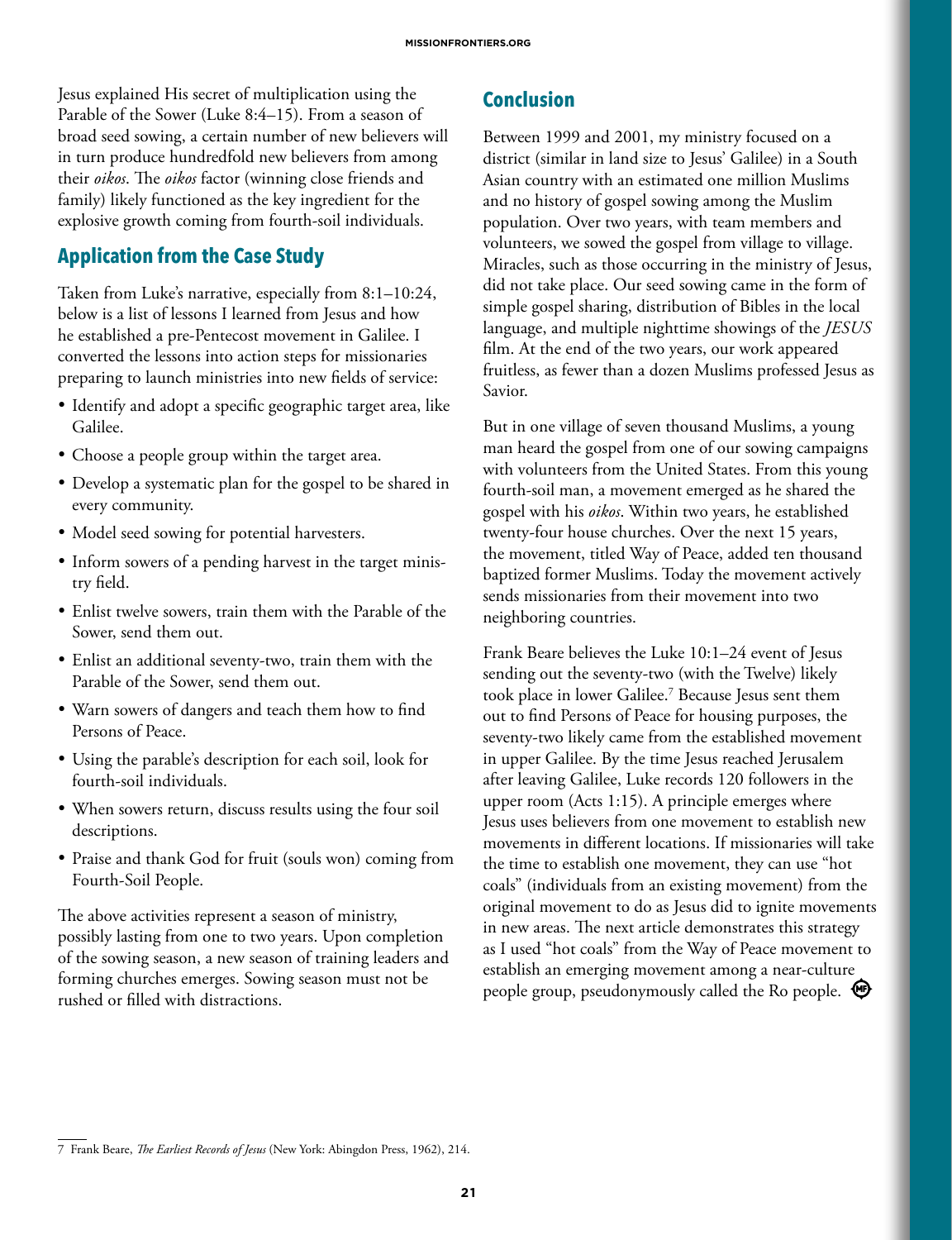Jesus explained His secret of multiplication using the Parable of the Sower (Luke 8:4–15). From a season of broad seed sowing, a certain number of new believers will in turn produce hundredfold new believers from among their *oikos*. The *oikos* factor (winning close friends and family) likely functioned as the key ingredient for the explosive growth coming from fourth-soil individuals.

## Application from the Case Study

Taken from Luke's narrative, especially from 8:1–10:24, below is a list of lessons I learned from Jesus and how he established a pre-Pentecost movement in Galilee. I converted the lessons into action steps for missionaries preparing to launch ministries into new fields of service:

- Identify and adopt a specific geographic target area, like Galilee.
- Choose a people group within the target area.
- Develop a systematic plan for the gospel to be shared in every community.
- Model seed sowing for potential harvesters.
- Inform sowers of a pending harvest in the target ministry field.
- Enlist twelve sowers, train them with the Parable of the Sower, send them out.
- Enlist an additional seventy-two, train them with the Parable of the Sower, send them out.
- Warn sowers of dangers and teach them how to find Persons of Peace.
- Using the parable's description for each soil, look for fourth-soil individuals.
- When sowers return, discuss results using the four soil descriptions.
- Praise and thank God for fruit (souls won) coming from Fourth-Soil People.

The above activities represent a season of ministry, possibly lasting from one to two years. Upon completion of the sowing season, a new season of training leaders and forming churches emerges. Sowing season must not be rushed or filled with distractions.

## Conclusion

Between 1999 and 2001, my ministry focused on a district (similar in land size to Jesus' Galilee) in a South Asian country with an estimated one million Muslims and no history of gospel sowing among the Muslim population. Over two years, with team members and volunteers, we sowed the gospel from village to village. Miracles, such as those occurring in the ministry of Jesus, did not take place. Our seed sowing came in the form of simple gospel sharing, distribution of Bibles in the local language, and multiple nighttime showings of the *JESUS* film. At the end of the two years, our work appeared fruitless, as fewer than a dozen Muslims professed Jesus as Savior.

But in one village of seven thousand Muslims, a young man heard the gospel from one of our sowing campaigns with volunteers from the United States. From this young fourth-soil man, a movement emerged as he shared the gospel with his *oikos*. Within two years, he established twenty-four house churches. Over the next 15 years, the movement, titled Way of Peace, added ten thousand baptized former Muslims. Today the movement actively sends missionaries from their movement into two neighboring countries.

Frank Beare believes the Luke 10:1–24 event of Jesus sending out the seventy-two (with the Twelve) likely took place in lower Galilee.[7] Because Jesus sent them out to find Persons of Peace for housing purposes, the seventy-two likely came from the established movement in upper Galilee. By the time Jesus reached Jerusalem after leaving Galilee, Luke records 120 followers in the upper room (Acts 1:15). A principle emerges where Jesus uses believers from one movement to establish new movements in different locations. If missionaries will take the time to establish one movement, they can use "hot coals" (individuals from an existing movement) from the original movement to do as Jesus did to ignite movements in new areas. The next article demonstrates this strategy as I used "hot coals" from the Way of Peace movement to establish an emerging movement among a near-culture people group, pseudonymously called the Ro people.

---

7 Frank Beare, *The Earliest Records of Jesus* (New York: Abingdon Press, 1962), 214.